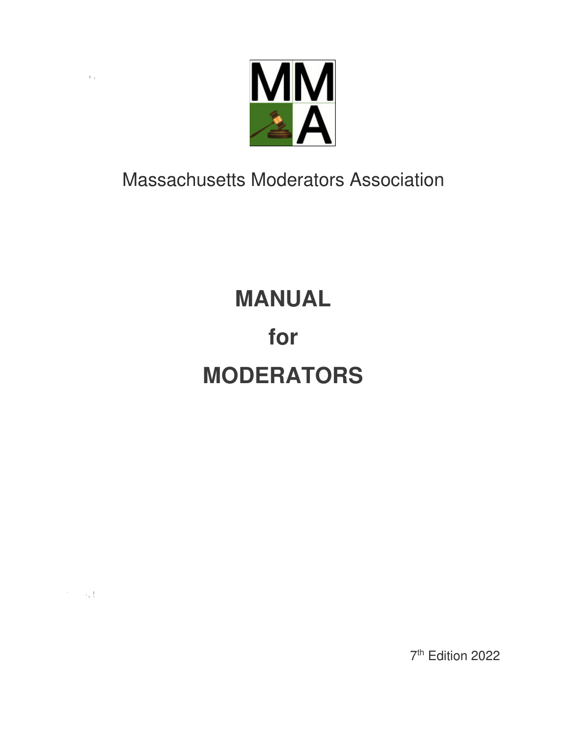Massachusetts Moderators Association

# MANUAL

# for

# MODERATORS

7th Edition 2022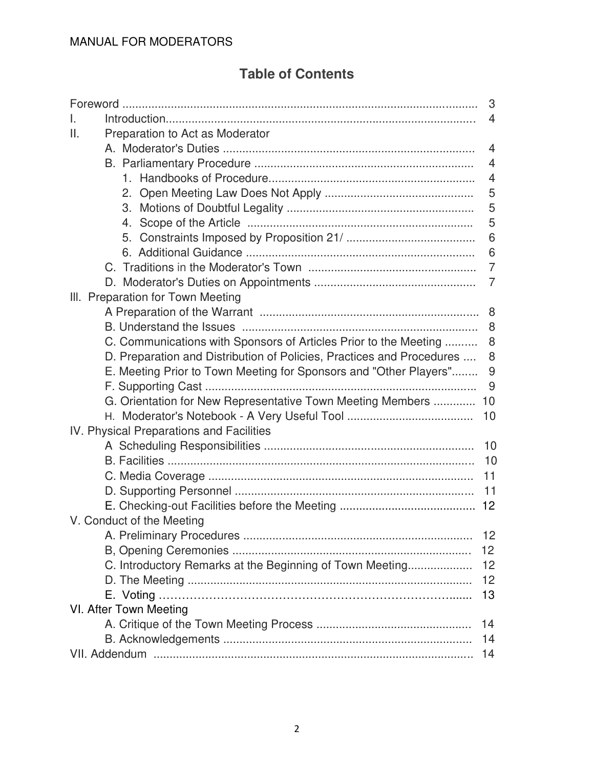# Table of Contents

Foreword .......... 3

I. Introduction.......... 4

II. Preparation to Act as Moderator

- A. Moderator's Duties .......... 4
- B. Parliamentary Procedure .......... 4
  1. Handbooks of Procedure.......... 4
  2. Open Meeting Law Does Not Apply .......... 5
  3. Motions of Doubtful Legality .......... 5
  4. Scope of the Article .......... 5
  5. Constraints Imposed by Proposition 21/ .......... 6
  6. Additional Guidance .......... 6
- C. Traditions in the Moderator's Town .......... 7
- D. Moderator's Duties on Appointments .......... 7

III. Preparation for Town Meeting

- A Preparation of the Warrant .......... 8
- B. Understand the Issues .......... 8
- C. Communications with Sponsors of Articles Prior to the Meeting .......... 8
- D. Preparation and Distribution of Policies, Practices and Procedures .......... 8
- E. Meeting Prior to Town Meeting for Sponsors and "Other Players".......... 9
- F. Supporting Cast .......... 9
- G. Orientation for New Representative Town Meeting Members .......... 10
- H. Moderator's Notebook - A Very Useful Tool .......... 10

IV. Physical Preparations and Facilities

- A Scheduling Responsibilities .......... 10
- B. Facilities .......... 10
- C. Media Coverage .......... 11
- D. Supporting Personnel .......... 11
- E. Checking-out Facilities before the Meeting .......... 12

V. Conduct of the Meeting

- A. Preliminary Procedures .......... 12
- B, Opening Ceremonies .......... 12
- C. Introductory Remarks at the Beginning of Town Meeting.......... 12
- D. The Meeting .......... 12
- E. Voting .......... 13

VI. After Town Meeting

- A. Critique of the Town Meeting Process .......... 14
- B. Acknowledgements .......... 14

VII. Addendum .......... 14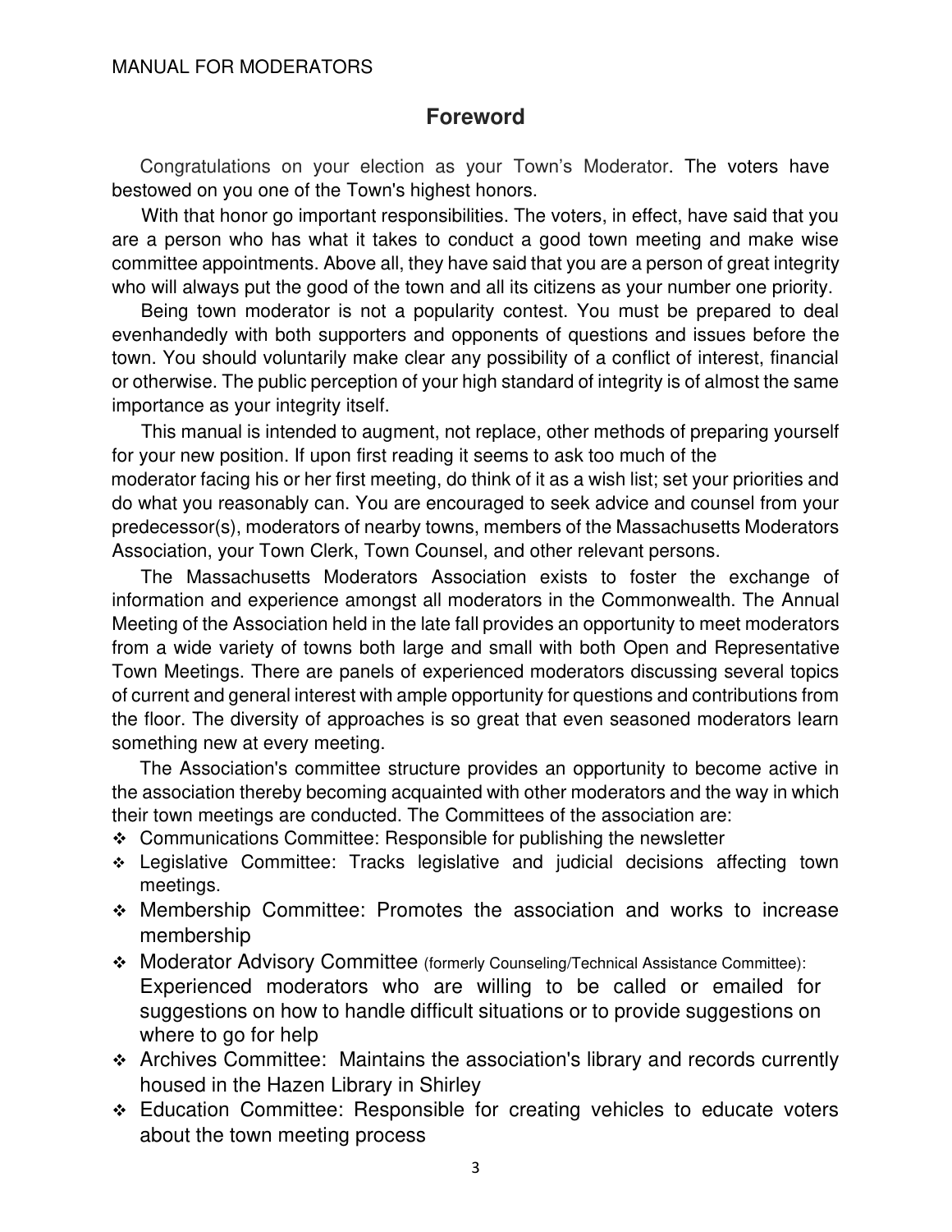## Foreword

Congratulations on your election as your Town's Moderator. The voters have bestowed on you one of the Town's highest honors.

With that honor go important responsibilities. The voters, in effect, have said that you are a person who has what it takes to conduct a good town meeting and make wise committee appointments. Above all, they have said that you are a person of great integrity who will always put the good of the town and all its citizens as your number one priority.

Being town moderator is not a popularity contest. You must be prepared to deal evenhandedly with both supporters and opponents of questions and issues before the town. You should voluntarily make clear any possibility of a conflict of interest, financial or otherwise. The public perception of your high standard of integrity is of almost the same importance as your integrity itself.

This manual is intended to augment, not replace, other methods of preparing yourself for your new position. If upon first reading it seems to ask too much of the moderator facing his or her first meeting, do think of it as a wish list; set your priorities and do what you reasonably can. You are encouraged to seek advice and counsel from your predecessor(s), moderators of nearby towns, members of the Massachusetts Moderators Association, your Town Clerk, Town Counsel, and other relevant persons.

The Massachusetts Moderators Association exists to foster the exchange of information and experience amongst all moderators in the Commonwealth. The Annual Meeting of the Association held in the late fall provides an opportunity to meet moderators from a wide variety of towns both large and small with both Open and Representative Town Meetings. There are panels of experienced moderators discussing several topics of current and general interest with ample opportunity for questions and contributions from the floor. The diversity of approaches is so great that even seasoned moderators learn something new at every meeting.

The Association's committee structure provides an opportunity to become active in the association thereby becoming acquainted with other moderators and the way in which their town meetings are conducted. The Committees of the association are:

- Communications Committee: Responsible for publishing the newsletter
- Legislative Committee: Tracks legislative and judicial decisions affecting town meetings.
- Membership Committee: Promotes the association and works to increase membership
- Moderator Advisory Committee (formerly Counseling/Technical Assistance Committee): Experienced moderators who are willing to be called or emailed for suggestions on how to handle difficult situations or to provide suggestions on where to go for help
- Archives Committee: Maintains the association's library and records currently housed in the Hazen Library in Shirley
- Education Committee: Responsible for creating vehicles to educate voters about the town meeting process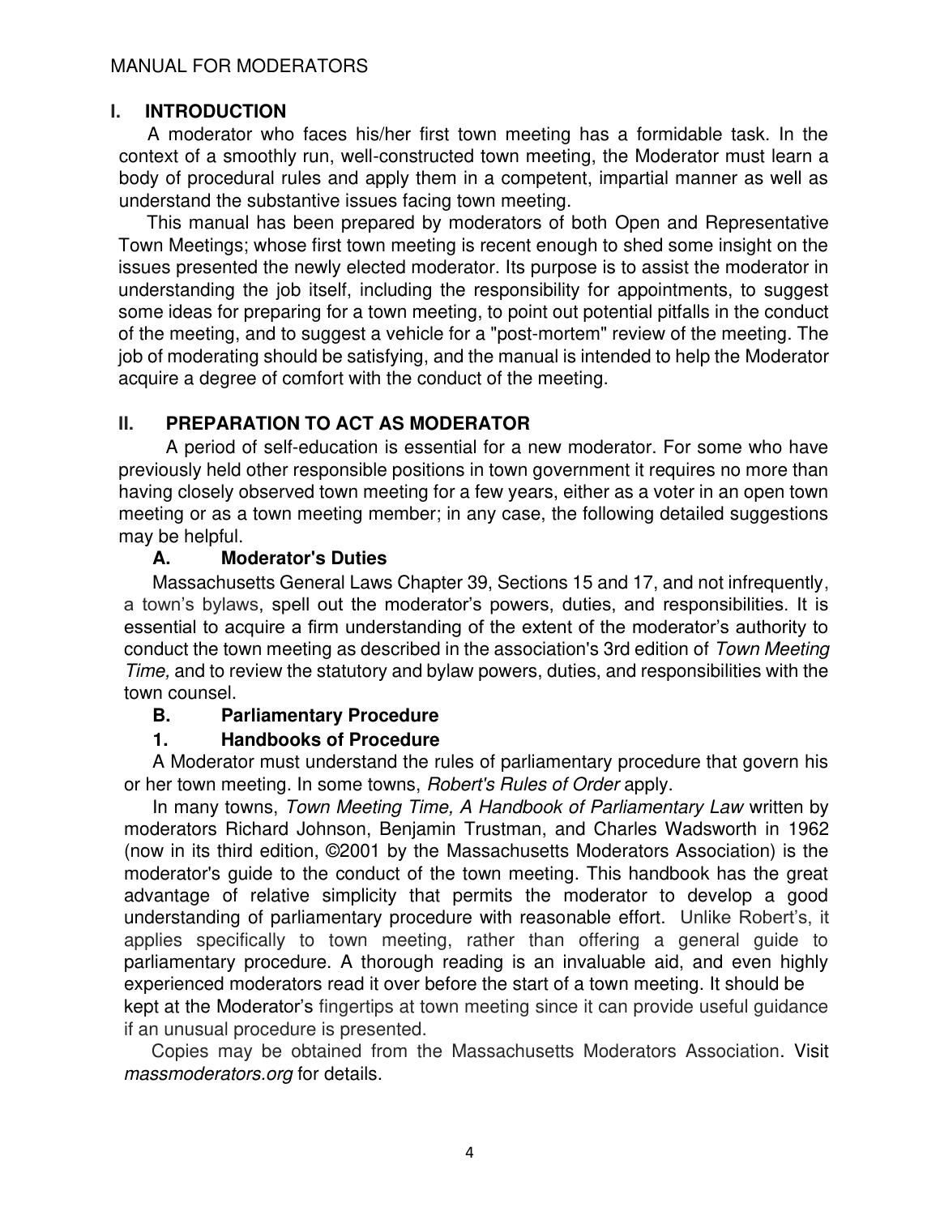## I. INTRODUCTION

A moderator who faces his/her first town meeting has a formidable task. In the context of a smoothly run, well-constructed town meeting, the Moderator must learn a body of procedural rules and apply them in a competent, impartial manner as well as understand the substantive issues facing town meeting.

This manual has been prepared by moderators of both Open and Representative Town Meetings; whose first town meeting is recent enough to shed some insight on the issues presented the newly elected moderator. Its purpose is to assist the moderator in understanding the job itself, including the responsibility for appointments, to suggest some ideas for preparing for a town meeting, to point out potential pitfalls in the conduct of the meeting, and to suggest a vehicle for a "post-mortem" review of the meeting. The job of moderating should be satisfying, and the manual is intended to help the Moderator acquire a degree of comfort with the conduct of the meeting.

## II. PREPARATION TO ACT AS MODERATOR

A period of self-education is essential for a new moderator. For some who have previously held other responsible positions in town government it requires no more than having closely observed town meeting for a few years, either as a voter in an open town meeting or as a town meeting member; in any case, the following detailed suggestions may be helpful.

### A. Moderator's Duties

Massachusetts General Laws Chapter 39, Sections 15 and 17, and not infrequently, a town's bylaws, spell out the moderator's powers, duties, and responsibilities. It is essential to acquire a firm understanding of the extent of the moderator's authority to conduct the town meeting as described in the association's 3rd edition of *Town Meeting Time,* and to review the statutory and bylaw powers, duties, and responsibilities with the town counsel.

### B. Parliamentary Procedure

#### 1. Handbooks of Procedure

A Moderator must understand the rules of parliamentary procedure that govern his or her town meeting. In some towns, *Robert's Rules of Order* apply.

In many towns, *Town Meeting Time, A Handbook of Parliamentary Law* written by moderators Richard Johnson, Benjamin Trustman, and Charles Wadsworth in 1962 (now in its third edition, ©2001 by the Massachusetts Moderators Association) is the moderator's guide to the conduct of the town meeting. This handbook has the great advantage of relative simplicity that permits the moderator to develop a good understanding of parliamentary procedure with reasonable effort. Unlike Robert's, it applies specifically to town meeting, rather than offering a general guide to parliamentary procedure. A thorough reading is an invaluable aid, and even highly experienced moderators read it over before the start of a town meeting. It should be kept at the Moderator's fingertips at town meeting since it can provide useful guidance if an unusual procedure is presented.

Copies may be obtained from the Massachusetts Moderators Association. Visit *massmoderators.org* for details.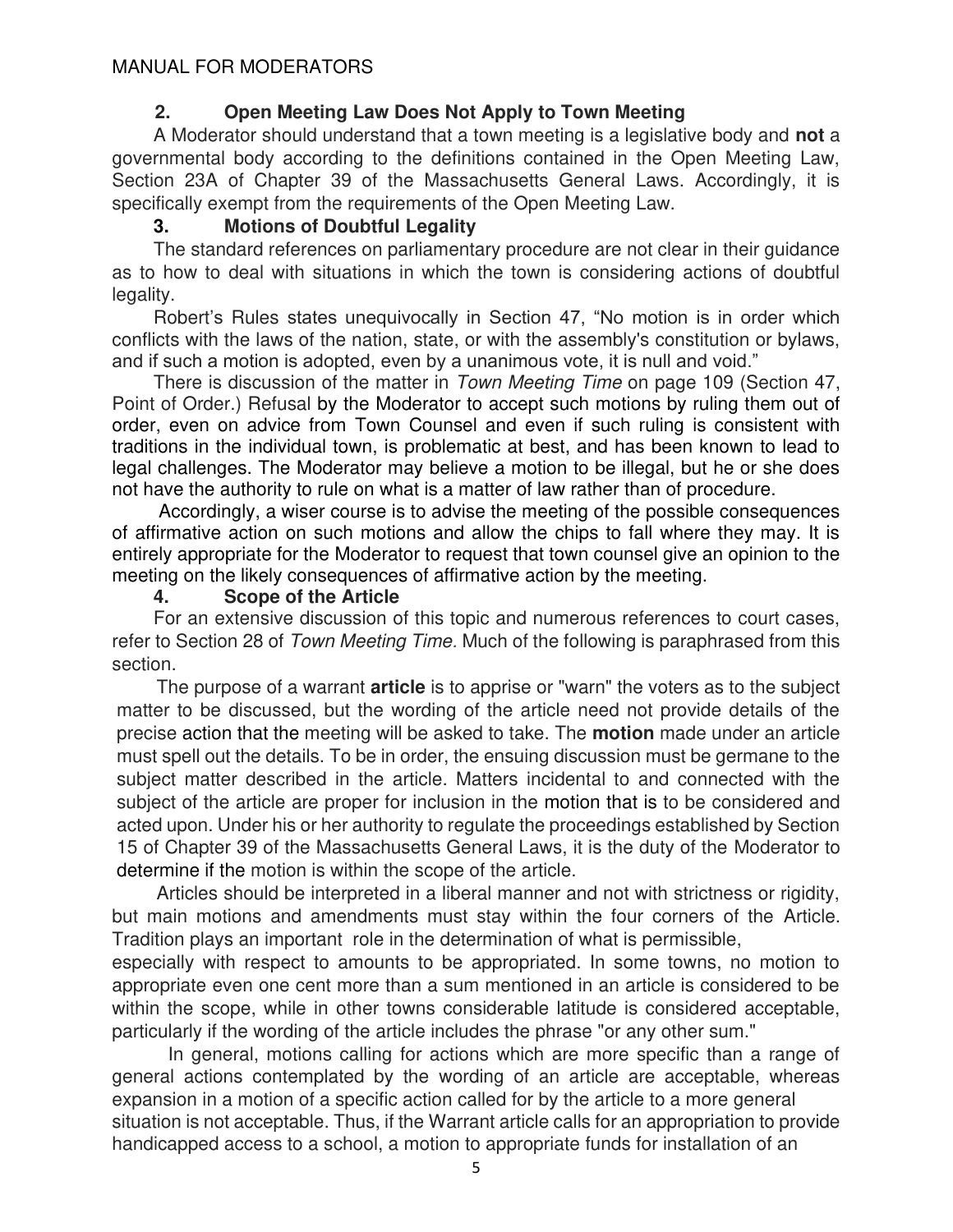### 2. Open Meeting Law Does Not Apply to Town Meeting

A Moderator should understand that a town meeting is a legislative body and **not** a governmental body according to the definitions contained in the Open Meeting Law, Section 23A of Chapter 39 of the Massachusetts General Laws. Accordingly, it is specifically exempt from the requirements of the Open Meeting Law.

### 3. Motions of Doubtful Legality

The standard references on parliamentary procedure are not clear in their guidance as to how to deal with situations in which the town is considering actions of doubtful legality.

Robert's Rules states unequivocally in Section 47, "No motion is in order which conflicts with the laws of the nation, state, or with the assembly's constitution or bylaws, and if such a motion is adopted, even by a unanimous vote, it is null and void."

There is discussion of the matter in *Town Meeting Time* on page 109 (Section 47, Point of Order.) Refusal by the Moderator to accept such motions by ruling them out of order, even on advice from Town Counsel and even if such ruling is consistent with traditions in the individual town, is problematic at best, and has been known to lead to legal challenges. The Moderator may believe a motion to be illegal, but he or she does not have the authority to rule on what is a matter of law rather than of procedure.

Accordingly, a wiser course is to advise the meeting of the possible consequences of affirmative action on such motions and allow the chips to fall where they may. It is entirely appropriate for the Moderator to request that town counsel give an opinion to the meeting on the likely consequences of affirmative action by the meeting.

### 4. Scope of the Article

For an extensive discussion of this topic and numerous references to court cases, refer to Section 28 of *Town Meeting Time.* Much of the following is paraphrased from this section.

The purpose of a warrant **article** is to apprise or "warn" the voters as to the subject matter to be discussed, but the wording of the article need not provide details of the precise action that the meeting will be asked to take. The **motion** made under an article must spell out the details. To be in order, the ensuing discussion must be germane to the subject matter described in the article. Matters incidental to and connected with the subject of the article are proper for inclusion in the motion that is to be considered and acted upon. Under his or her authority to regulate the proceedings established by Section 15 of Chapter 39 of the Massachusetts General Laws, it is the duty of the Moderator to determine if the motion is within the scope of the article.

Articles should be interpreted in a liberal manner and not with strictness or rigidity, but main motions and amendments must stay within the four corners of the Article. Tradition plays an important role in the determination of what is permissible, especially with respect to amounts to be appropriated. In some towns, no motion to appropriate even one cent more than a sum mentioned in an article is considered to be within the scope, while in other towns considerable latitude is considered acceptable, particularly if the wording of the article includes the phrase "or any other sum."

In general, motions calling for actions which are more specific than a range of general actions contemplated by the wording of an article are acceptable, whereas expansion in a motion of a specific action called for by the article to a more general situation is not acceptable. Thus, if the Warrant article calls for an appropriation to provide handicapped access to a school, a motion to appropriate funds for installation of an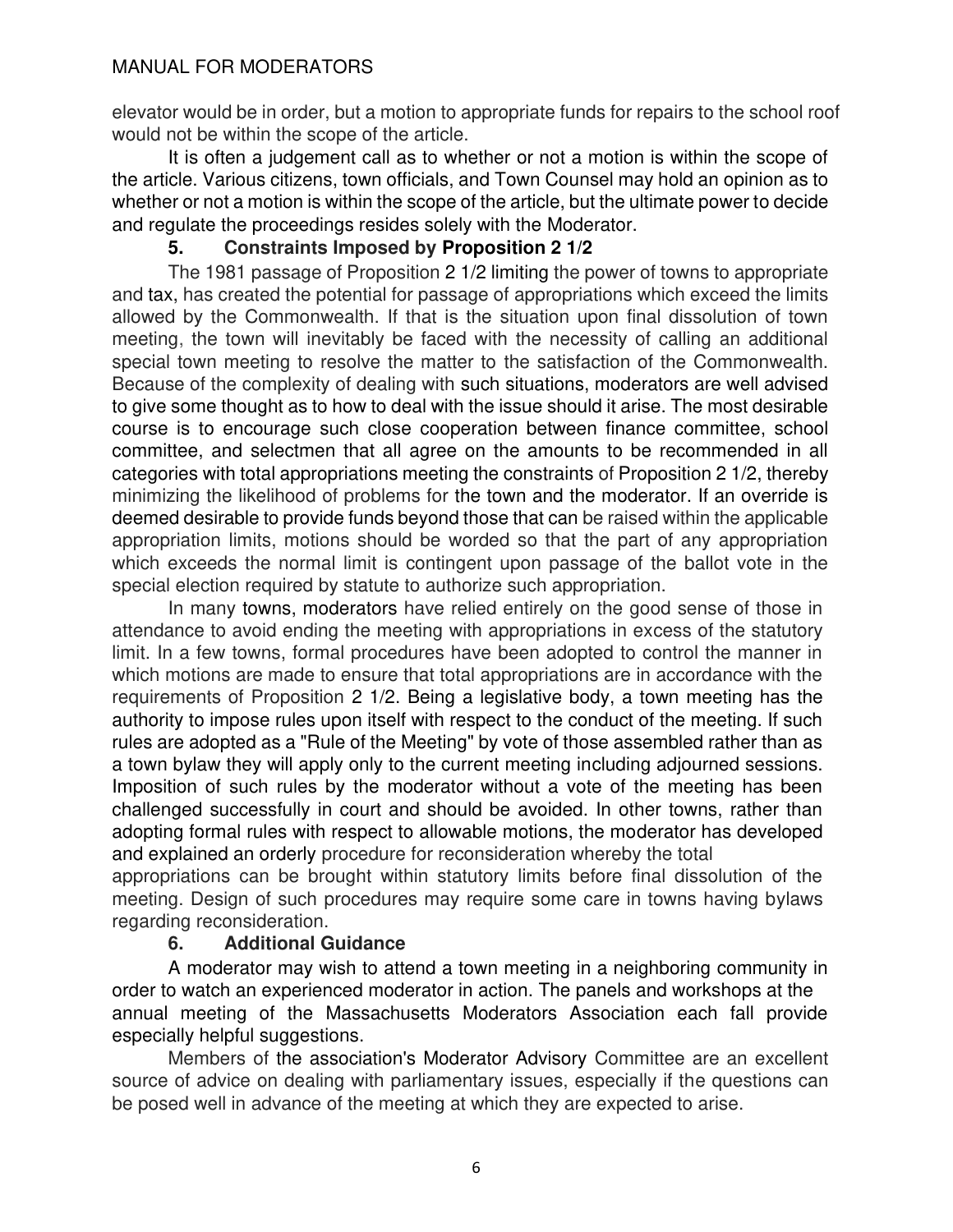elevator would be in order, but a motion to appropriate funds for repairs to the school roof would not be within the scope of the article.

It is often a judgement call as to whether or not a motion is within the scope of the article. Various citizens, town officials, and Town Counsel may hold an opinion as to whether or not a motion is within the scope of the article, but the ultimate power to decide and regulate the proceedings resides solely with the Moderator.

### 5. Constraints Imposed by Proposition 2 1/2

The 1981 passage of Proposition 2 1/2 limiting the power of towns to appropriate and tax, has created the potential for passage of appropriations which exceed the limits allowed by the Commonwealth. If that is the situation upon final dissolution of town meeting, the town will inevitably be faced with the necessity of calling an additional special town meeting to resolve the matter to the satisfaction of the Commonwealth. Because of the complexity of dealing with such situations, moderators are well advised to give some thought as to how to deal with the issue should it arise. The most desirable course is to encourage such close cooperation between finance committee, school committee, and selectmen that all agree on the amounts to be recommended in all categories with total appropriations meeting the constraints of Proposition 2 1/2, thereby minimizing the likelihood of problems for the town and the moderator. If an override is deemed desirable to provide funds beyond those that can be raised within the applicable appropriation limits, motions should be worded so that the part of any appropriation which exceeds the normal limit is contingent upon passage of the ballot vote in the special election required by statute to authorize such appropriation.

In many towns, moderators have relied entirely on the good sense of those in attendance to avoid ending the meeting with appropriations in excess of the statutory limit. In a few towns, formal procedures have been adopted to control the manner in which motions are made to ensure that total appropriations are in accordance with the requirements of Proposition 2 1/2. Being a legislative body, a town meeting has the authority to impose rules upon itself with respect to the conduct of the meeting. If such rules are adopted as a "Rule of the Meeting" by vote of those assembled rather than as a town bylaw they will apply only to the current meeting including adjourned sessions. Imposition of such rules by the moderator without a vote of the meeting has been challenged successfully in court and should be avoided. In other towns, rather than adopting formal rules with respect to allowable motions, the moderator has developed and explained an orderly procedure for reconsideration whereby the total appropriations can be brought within statutory limits before final dissolution of the meeting. Design of such procedures may require some care in towns having bylaws regarding reconsideration.

### 6. Additional Guidance

A moderator may wish to attend a town meeting in a neighboring community in order to watch an experienced moderator in action. The panels and workshops at the annual meeting of the Massachusetts Moderators Association each fall provide especially helpful suggestions.

Members of the association's Moderator Advisory Committee are an excellent source of advice on dealing with parliamentary issues, especially if the questions can be posed well in advance of the meeting at which they are expected to arise.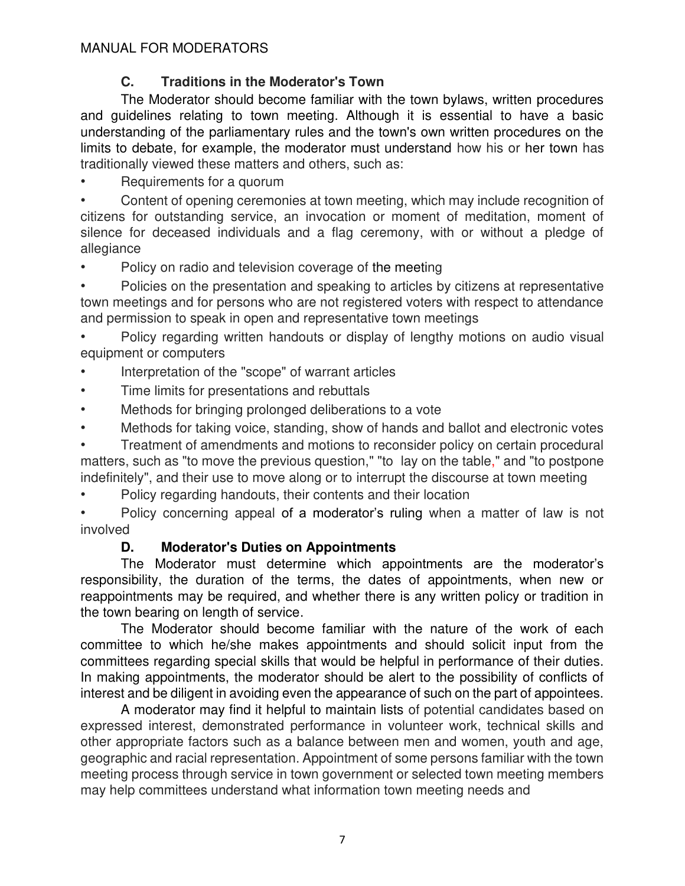### C. Traditions in the Moderator's Town

The Moderator should become familiar with the town bylaws, written procedures and guidelines relating to town meeting. Although it is essential to have a basic understanding of the parliamentary rules and the town's own written procedures on the limits to debate, for example, the moderator must understand how his or her town has traditionally viewed these matters and others, such as:

- Requirements for a quorum
- Content of opening ceremonies at town meeting, which may include recognition of citizens for outstanding service, an invocation or moment of meditation, moment of silence for deceased individuals and a flag ceremony, with or without a pledge of allegiance
- Policy on radio and television coverage of the meeting
- Policies on the presentation and speaking to articles by citizens at representative town meetings and for persons who are not registered voters with respect to attendance and permission to speak in open and representative town meetings
- Policy regarding written handouts or display of lengthy motions on audio visual equipment or computers
- Interpretation of the "scope" of warrant articles
- Time limits for presentations and rebuttals
- Methods for bringing prolonged deliberations to a vote
- Methods for taking voice, standing, show of hands and ballot and electronic votes
- Treatment of amendments and motions to reconsider policy on certain procedural matters, such as "to move the previous question," "to lay on the table," and "to postpone indefinitely", and their use to move along or to interrupt the discourse at town meeting
- Policy regarding handouts, their contents and their location
- Policy concerning appeal of a moderator's ruling when a matter of law is not involved

### D. Moderator's Duties on Appointments

The Moderator must determine which appointments are the moderator's responsibility, the duration of the terms, the dates of appointments, when new or reappointments may be required, and whether there is any written policy or tradition in the town bearing on length of service.

The Moderator should become familiar with the nature of the work of each committee to which he/she makes appointments and should solicit input from the committees regarding special skills that would be helpful in performance of their duties. In making appointments, the moderator should be alert to the possibility of conflicts of interest and be diligent in avoiding even the appearance of such on the part of appointees.

A moderator may find it helpful to maintain lists of potential candidates based on expressed interest, demonstrated performance in volunteer work, technical skills and other appropriate factors such as a balance between men and women, youth and age, geographic and racial representation. Appointment of some persons familiar with the town meeting process through service in town government or selected town meeting members may help committees understand what information town meeting needs and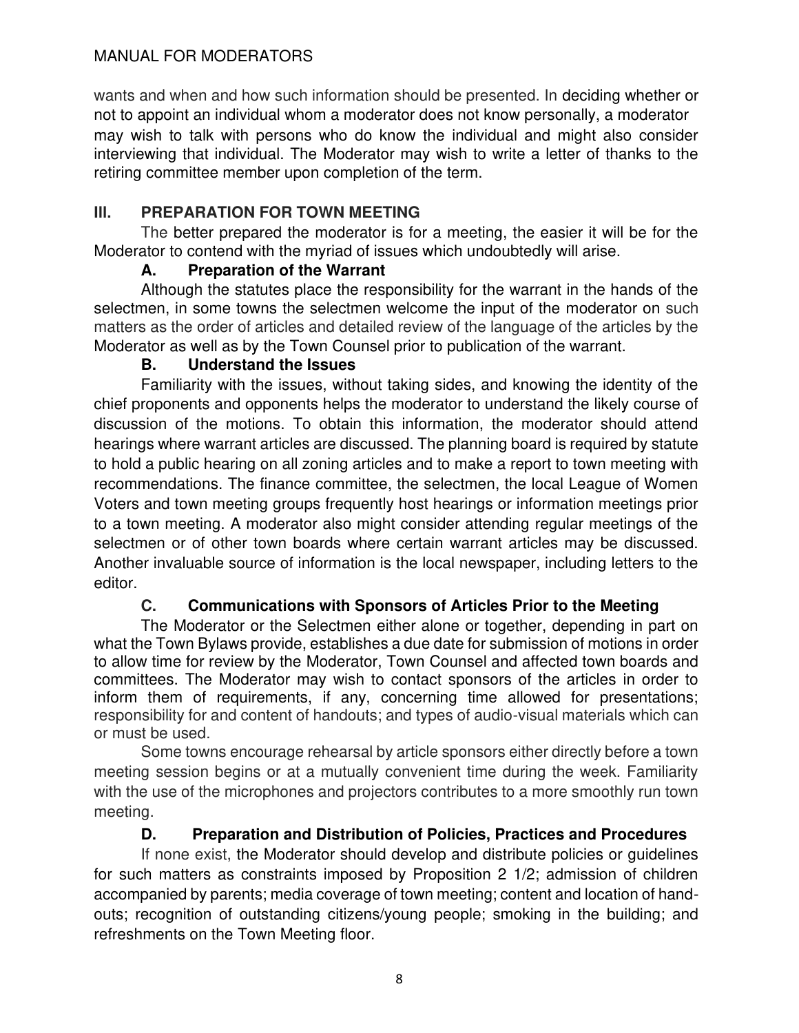wants and when and how such information should be presented. In deciding whether or not to appoint an individual whom a moderator does not know personally, a moderator may wish to talk with persons who do know the individual and might also consider interviewing that individual. The Moderator may wish to write a letter of thanks to the retiring committee member upon completion of the term.

## III. PREPARATION FOR TOWN MEETING

The better prepared the moderator is for a meeting, the easier it will be for the Moderator to contend with the myriad of issues which undoubtedly will arise.

### A. Preparation of the Warrant

Although the statutes place the responsibility for the warrant in the hands of the selectmen, in some towns the selectmen welcome the input of the moderator on such matters as the order of articles and detailed review of the language of the articles by the Moderator as well as by the Town Counsel prior to publication of the warrant.

### B. Understand the Issues

Familiarity with the issues, without taking sides, and knowing the identity of the chief proponents and opponents helps the moderator to understand the likely course of discussion of the motions. To obtain this information, the moderator should attend hearings where warrant articles are discussed. The planning board is required by statute to hold a public hearing on all zoning articles and to make a report to town meeting with recommendations. The finance committee, the selectmen, the local League of Women Voters and town meeting groups frequently host hearings or information meetings prior to a town meeting. A moderator also might consider attending regular meetings of the selectmen or of other town boards where certain warrant articles may be discussed. Another invaluable source of information is the local newspaper, including letters to the editor.

### C. Communications with Sponsors of Articles Prior to the Meeting

The Moderator or the Selectmen either alone or together, depending in part on what the Town Bylaws provide, establishes a due date for submission of motions in order to allow time for review by the Moderator, Town Counsel and affected town boards and committees. The Moderator may wish to contact sponsors of the articles in order to inform them of requirements, if any, concerning time allowed for presentations; responsibility for and content of handouts; and types of audio-visual materials which can or must be used.

Some towns encourage rehearsal by article sponsors either directly before a town meeting session begins or at a mutually convenient time during the week. Familiarity with the use of the microphones and projectors contributes to a more smoothly run town meeting.

### D. Preparation and Distribution of Policies, Practices and Procedures

If none exist, the Moderator should develop and distribute policies or guidelines for such matters as constraints imposed by Proposition 2 1/2; admission of children accompanied by parents; media coverage of town meeting; content and location of hand-outs; recognition of outstanding citizens/young people; smoking in the building; and refreshments on the Town Meeting floor.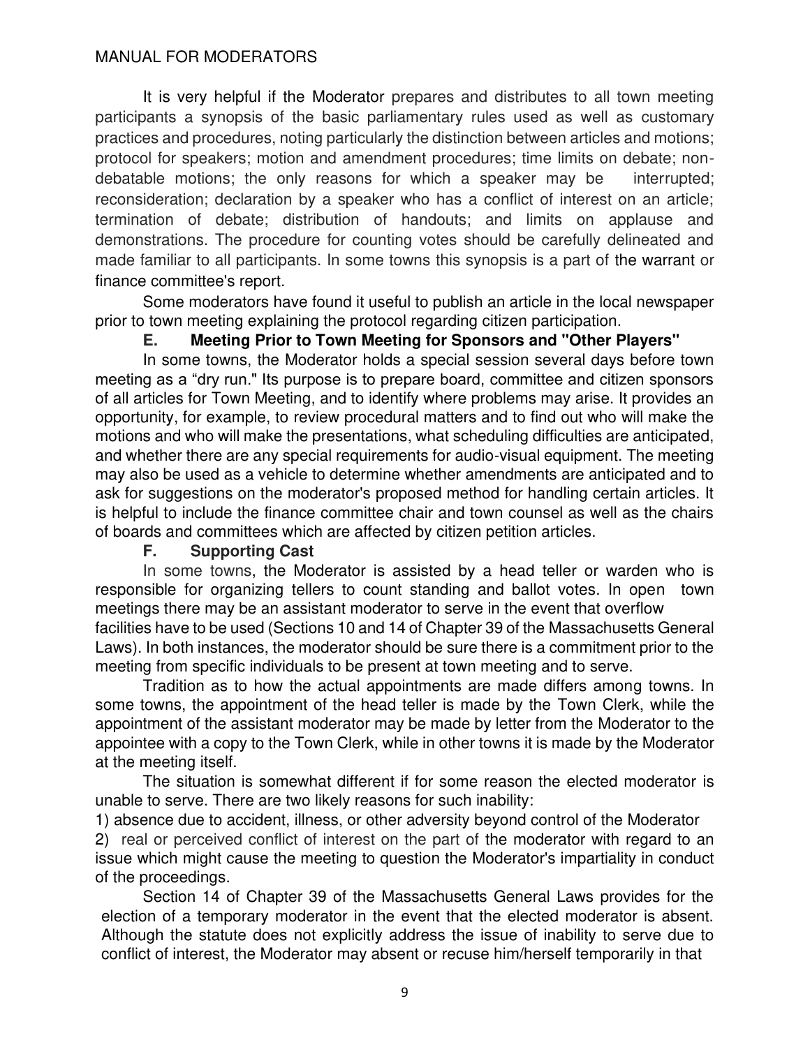It is very helpful if the Moderator prepares and distributes to all town meeting participants a synopsis of the basic parliamentary rules used as well as customary practices and procedures, noting particularly the distinction between articles and motions; protocol for speakers; motion and amendment procedures; time limits on debate; non-debatable motions; the only reasons for which a speaker may be interrupted; reconsideration; declaration by a speaker who has a conflict of interest on an article; termination of debate; distribution of handouts; and limits on applause and demonstrations. The procedure for counting votes should be carefully delineated and made familiar to all participants. In some towns this synopsis is a part of the warrant or finance committee's report.

Some moderators have found it useful to publish an article in the local newspaper prior to town meeting explaining the protocol regarding citizen participation.

### E. Meeting Prior to Town Meeting for Sponsors and "Other Players"

In some towns, the Moderator holds a special session several days before town meeting as a "dry run." Its purpose is to prepare board, committee and citizen sponsors of all articles for Town Meeting, and to identify where problems may arise. It provides an opportunity, for example, to review procedural matters and to find out who will make the motions and who will make the presentations, what scheduling difficulties are anticipated, and whether there are any special requirements for audio-visual equipment. The meeting may also be used as a vehicle to determine whether amendments are anticipated and to ask for suggestions on the moderator's proposed method for handling certain articles. It is helpful to include the finance committee chair and town counsel as well as the chairs of boards and committees which are affected by citizen petition articles.

### F. Supporting Cast

In some towns, the Moderator is assisted by a head teller or warden who is responsible for organizing tellers to count standing and ballot votes. In open town meetings there may be an assistant moderator to serve in the event that overflow facilities have to be used (Sections 10 and 14 of Chapter 39 of the Massachusetts General Laws). In both instances, the moderator should be sure there is a commitment prior to the meeting from specific individuals to be present at town meeting and to serve.

Tradition as to how the actual appointments are made differs among towns. In some towns, the appointment of the head teller is made by the Town Clerk, while the appointment of the assistant moderator may be made by letter from the Moderator to the appointee with a copy to the Town Clerk, while in other towns it is made by the Moderator at the meeting itself.

The situation is somewhat different if for some reason the elected moderator is unable to serve. There are two likely reasons for such inability:

1) absence due to accident, illness, or other adversity beyond control of the Moderator
2) real or perceived conflict of interest on the part of the moderator with regard to an issue which might cause the meeting to question the Moderator's impartiality in conduct of the proceedings.

Section 14 of Chapter 39 of the Massachusetts General Laws provides for the election of a temporary moderator in the event that the elected moderator is absent. Although the statute does not explicitly address the issue of inability to serve due to conflict of interest, the Moderator may absent or recuse him/herself temporarily in that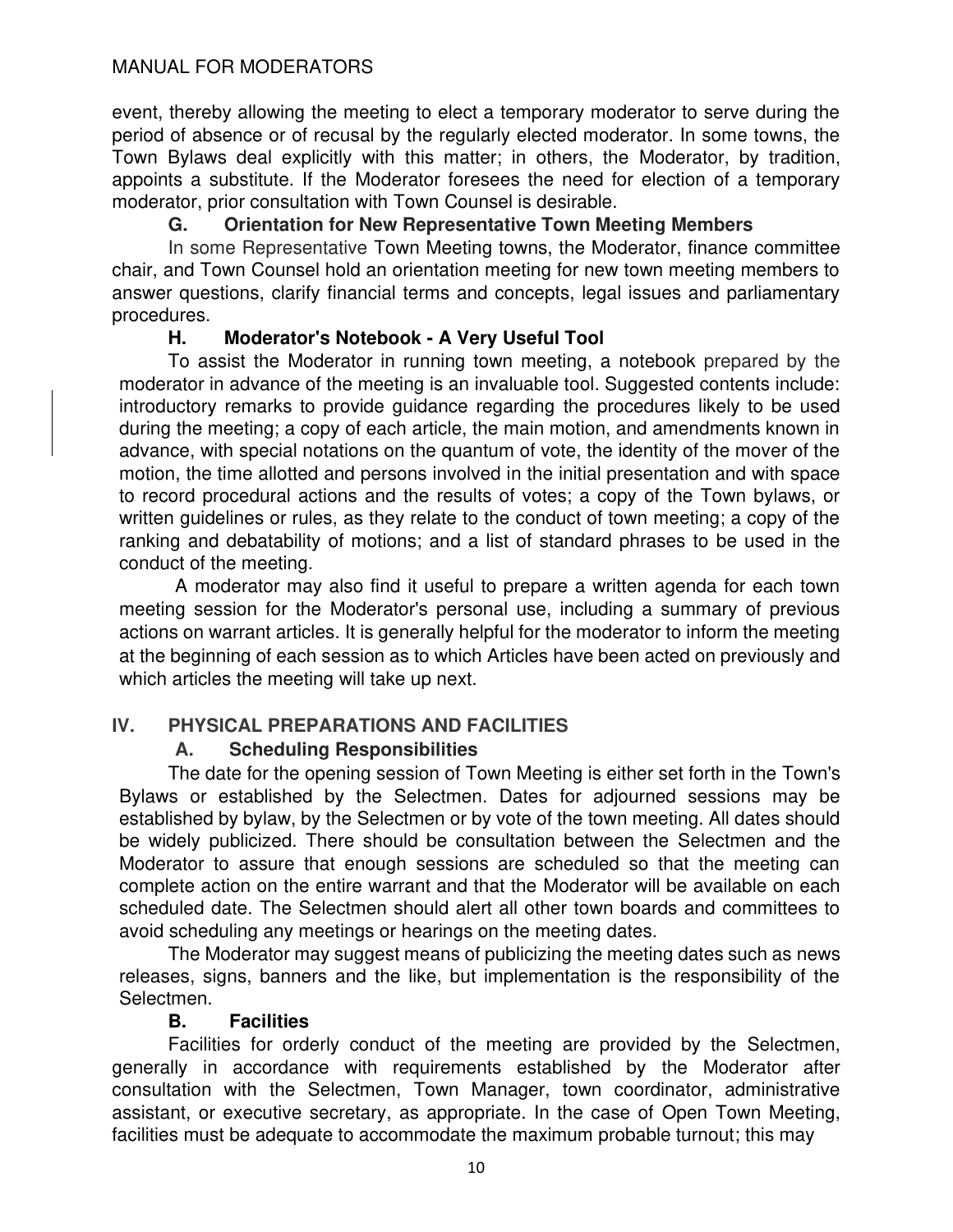event, thereby allowing the meeting to elect a temporary moderator to serve during the period of absence or of recusal by the regularly elected moderator. In some towns, the Town Bylaws deal explicitly with this matter; in others, the Moderator, by tradition, appoints a substitute. If the Moderator foresees the need for election of a temporary moderator, prior consultation with Town Counsel is desirable.

### G. Orientation for New Representative Town Meeting Members

In some Representative Town Meeting towns, the Moderator, finance committee chair, and Town Counsel hold an orientation meeting for new town meeting members to answer questions, clarify financial terms and concepts, legal issues and parliamentary procedures.

### H. Moderator's Notebook - A Very Useful Tool

To assist the Moderator in running town meeting, a notebook prepared by the moderator in advance of the meeting is an invaluable tool. Suggested contents include: introductory remarks to provide guidance regarding the procedures likely to be used during the meeting; a copy of each article, the main motion, and amendments known in advance, with special notations on the quantum of vote, the identity of the mover of the motion, the time allotted and persons involved in the initial presentation and with space to record procedural actions and the results of votes; a copy of the Town bylaws, or written guidelines or rules, as they relate to the conduct of town meeting; a copy of the ranking and debatability of motions; and a list of standard phrases to be used in the conduct of the meeting.

A moderator may also find it useful to prepare a written agenda for each town meeting session for the Moderator's personal use, including a summary of previous actions on warrant articles. It is generally helpful for the moderator to inform the meeting at the beginning of each session as to which Articles have been acted on previously and which articles the meeting will take up next.

## IV. PHYSICAL PREPARATIONS AND FACILITIES

### A. Scheduling Responsibilities

The date for the opening session of Town Meeting is either set forth in the Town's Bylaws or established by the Selectmen. Dates for adjourned sessions may be established by bylaw, by the Selectmen or by vote of the town meeting. All dates should be widely publicized. There should be consultation between the Selectmen and the Moderator to assure that enough sessions are scheduled so that the meeting can complete action on the entire warrant and that the Moderator will be available on each scheduled date. The Selectmen should alert all other town boards and committees to avoid scheduling any meetings or hearings on the meeting dates.

The Moderator may suggest means of publicizing the meeting dates such as news releases, signs, banners and the like, but implementation is the responsibility of the Selectmen.

### B. Facilities

Facilities for orderly conduct of the meeting are provided by the Selectmen, generally in accordance with requirements established by the Moderator after consultation with the Selectmen, Town Manager, town coordinator, administrative assistant, or executive secretary, as appropriate. In the case of Open Town Meeting, facilities must be adequate to accommodate the maximum probable turnout; this may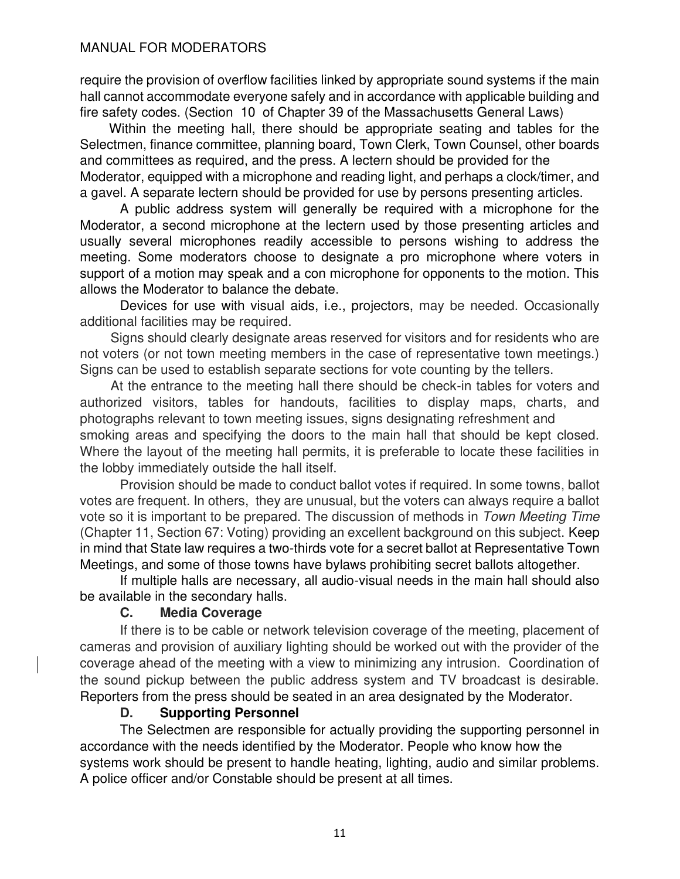require the provision of overflow facilities linked by appropriate sound systems if the main hall cannot accommodate everyone safely and in accordance with applicable building and fire safety codes. (Section 10 of Chapter 39 of the Massachusetts General Laws)

Within the meeting hall, there should be appropriate seating and tables for the Selectmen, finance committee, planning board, Town Clerk, Town Counsel, other boards and committees as required, and the press. A lectern should be provided for the Moderator, equipped with a microphone and reading light, and perhaps a clock/timer, and a gavel. A separate lectern should be provided for use by persons presenting articles.

A public address system will generally be required with a microphone for the Moderator, a second microphone at the lectern used by those presenting articles and usually several microphones readily accessible to persons wishing to address the meeting. Some moderators choose to designate a pro microphone where voters in support of a motion may speak and a con microphone for opponents to the motion. This allows the Moderator to balance the debate.

Devices for use with visual aids, i.e., projectors, may be needed. Occasionally additional facilities may be required.

Signs should clearly designate areas reserved for visitors and for residents who are not voters (or not town meeting members in the case of representative town meetings.) Signs can be used to establish separate sections for vote counting by the tellers.

At the entrance to the meeting hall there should be check-in tables for voters and authorized visitors, tables for handouts, facilities to display maps, charts, and photographs relevant to town meeting issues, signs designating refreshment and smoking areas and specifying the doors to the main hall that should be kept closed. Where the layout of the meeting hall permits, it is preferable to locate these facilities in the lobby immediately outside the hall itself.

Provision should be made to conduct ballot votes if required. In some towns, ballot votes are frequent. In others, they are unusual, but the voters can always require a ballot vote so it is important to be prepared. The discussion of methods in *Town Meeting Time* (Chapter 11, Section 67: Voting) providing an excellent background on this subject. Keep in mind that State law requires a two-thirds vote for a secret ballot at Representative Town Meetings, and some of those towns have bylaws prohibiting secret ballots altogether.

If multiple halls are necessary, all audio-visual needs in the main hall should also be available in the secondary halls.

### C. Media Coverage

If there is to be cable or network television coverage of the meeting, placement of cameras and provision of auxiliary lighting should be worked out with the provider of the coverage ahead of the meeting with a view to minimizing any intrusion. Coordination of the sound pickup between the public address system and TV broadcast is desirable. Reporters from the press should be seated in an area designated by the Moderator.

### D. Supporting Personnel

The Selectmen are responsible for actually providing the supporting personnel in accordance with the needs identified by the Moderator. People who know how the systems work should be present to handle heating, lighting, audio and similar problems. A police officer and/or Constable should be present at all times.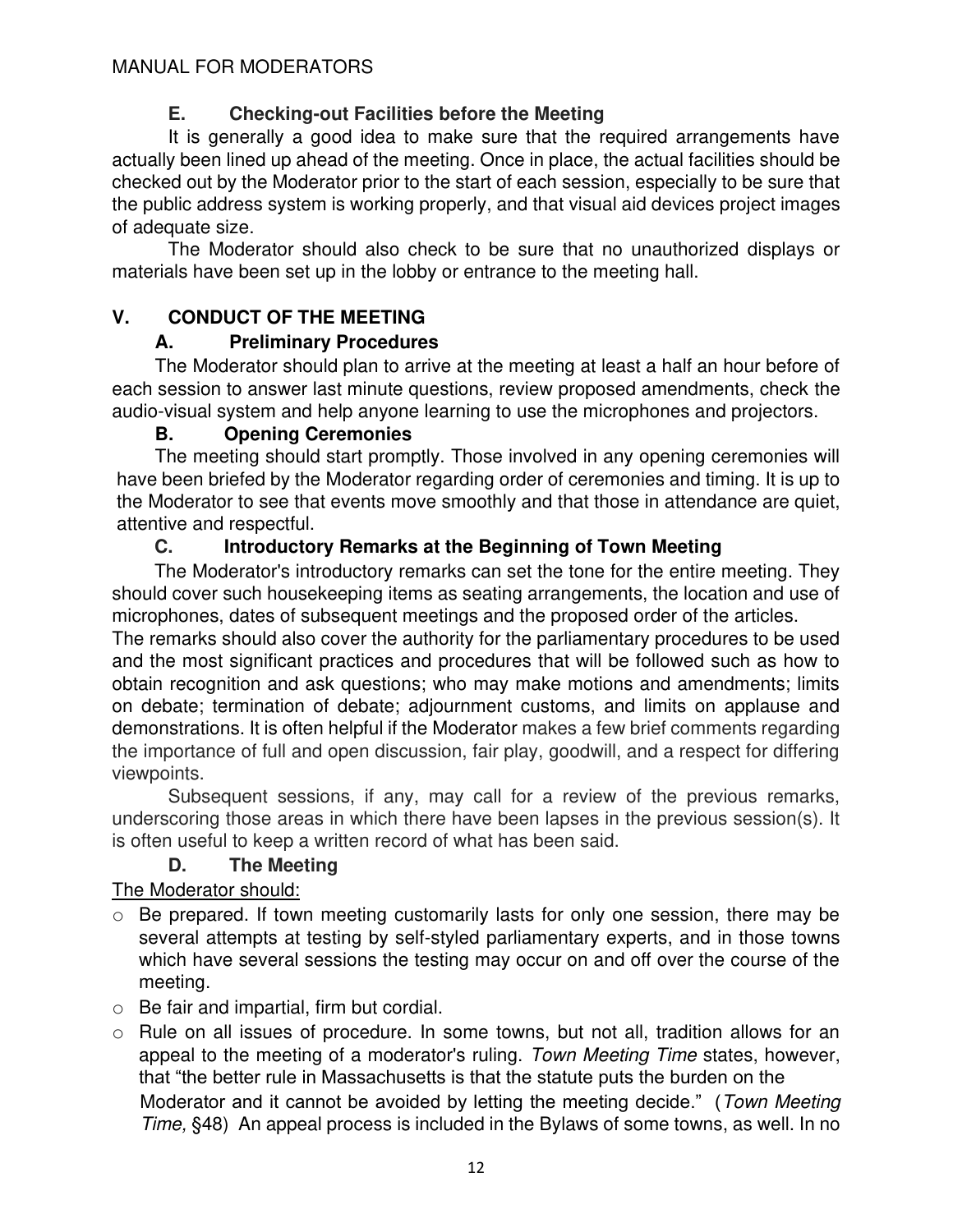### E. Checking-out Facilities before the Meeting

It is generally a good idea to make sure that the required arrangements have actually been lined up ahead of the meeting. Once in place, the actual facilities should be checked out by the Moderator prior to the start of each session, especially to be sure that the public address system is working properly, and that visual aid devices project images of adequate size.

The Moderator should also check to be sure that no unauthorized displays or materials have been set up in the lobby or entrance to the meeting hall.

## V. CONDUCT OF THE MEETING

### A. Preliminary Procedures

The Moderator should plan to arrive at the meeting at least a half an hour before of each session to answer last minute questions, review proposed amendments, check the audio-visual system and help anyone learning to use the microphones and projectors.

### B. Opening Ceremonies

The meeting should start promptly. Those involved in any opening ceremonies will have been briefed by the Moderator regarding order of ceremonies and timing. It is up to the Moderator to see that events move smoothly and that those in attendance are quiet, attentive and respectful.

### C. Introductory Remarks at the Beginning of Town Meeting

The Moderator's introductory remarks can set the tone for the entire meeting. They should cover such housekeeping items as seating arrangements, the location and use of microphones, dates of subsequent meetings and the proposed order of the articles.

The remarks should also cover the authority for the parliamentary procedures to be used and the most significant practices and procedures that will be followed such as how to obtain recognition and ask questions; who may make motions and amendments; limits on debate; termination of debate; adjournment customs, and limits on applause and demonstrations. It is often helpful if the Moderator makes a few brief comments regarding the importance of full and open discussion, fair play, goodwill, and a respect for differing viewpoints.

Subsequent sessions, if any, may call for a review of the previous remarks, underscoring those areas in which there have been lapses in the previous session(s). It is often useful to keep a written record of what has been said.

### D. The Meeting

<u>The Moderator should:</u>

- Be prepared. If town meeting customarily lasts for only one session, there may be several attempts at testing by self-styled parliamentary experts, and in those towns which have several sessions the testing may occur on and off over the course of the meeting.
- Be fair and impartial, firm but cordial.
- Rule on all issues of procedure. In some towns, but not all, tradition allows for an appeal to the meeting of a moderator's ruling. *Town Meeting Time* states, however, that "the better rule in Massachusetts is that the statute puts the burden on the Moderator and it cannot be avoided by letting the meeting decide." (*Town Meeting Time,* §48) An appeal process is included in the Bylaws of some towns, as well. In no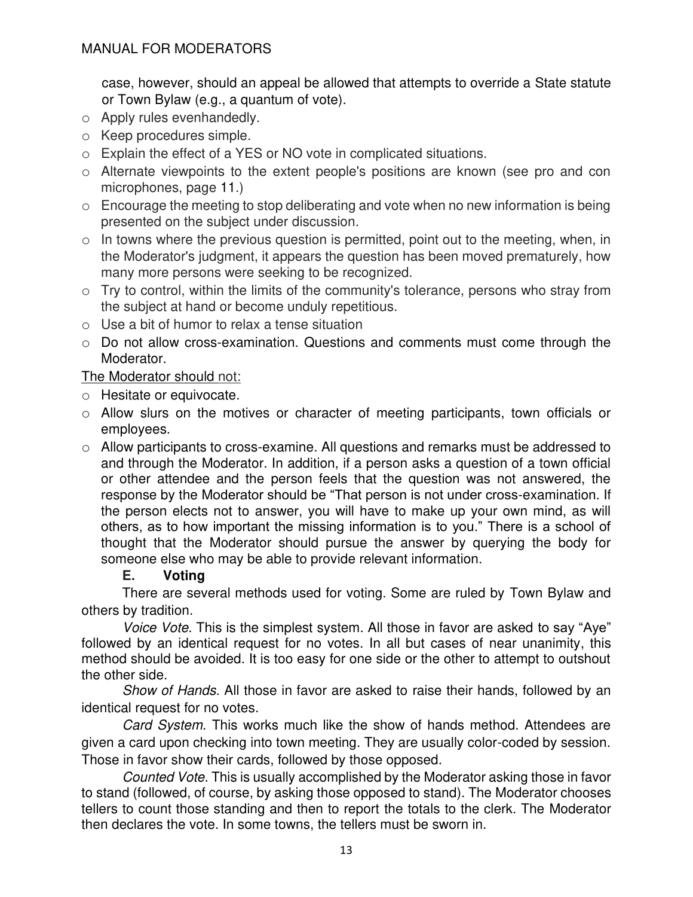case, however, should an appeal be allowed that attempts to override a State statute or Town Bylaw (e.g., a quantum of vote).

- Apply rules evenhandedly.
- Keep procedures simple.
- Explain the effect of a YES or NO vote in complicated situations.
- Alternate viewpoints to the extent people's positions are known (see pro and con microphones, page 11.)
- Encourage the meeting to stop deliberating and vote when no new information is being presented on the subject under discussion.
- In towns where the previous question is permitted, point out to the meeting, when, in the Moderator's judgment, it appears the question has been moved prematurely, how many more persons were seeking to be recognized.
- Try to control, within the limits of the community's tolerance, persons who stray from the subject at hand or become unduly repetitious.
- Use a bit of humor to relax a tense situation
- Do not allow cross-examination. Questions and comments must come through the Moderator.

The Moderator should not:

- Hesitate or equivocate.
- Allow slurs on the motives or character of meeting participants, town officials or employees.
- Allow participants to cross-examine. All questions and remarks must be addressed to and through the Moderator. In addition, if a person asks a question of a town official or other attendee and the person feels that the question was not answered, the response by the Moderator should be "That person is not under cross-examination. If the person elects not to answer, you will have to make up your own mind, as will others, as to how important the missing information is to you." There is a school of thought that the Moderator should pursue the answer by querying the body for someone else who may be able to provide relevant information.

### E. Voting

There are several methods used for voting. Some are ruled by Town Bylaw and others by tradition.

*Voice Vote*. This is the simplest system. All those in favor are asked to say "Aye" followed by an identical request for no votes. In all but cases of near unanimity, this method should be avoided. It is too easy for one side or the other to attempt to outshout the other side.

*Show of Hands*. All those in favor are asked to raise their hands, followed by an identical request for no votes.

*Card System*. This works much like the show of hands method. Attendees are given a card upon checking into town meeting. They are usually color-coded by session. Those in favor show their cards, followed by those opposed.

*Counted Vote*. This is usually accomplished by the Moderator asking those in favor to stand (followed, of course, by asking those opposed to stand). The Moderator chooses tellers to count those standing and then to report the totals to the clerk. The Moderator then declares the vote. In some towns, the tellers must be sworn in.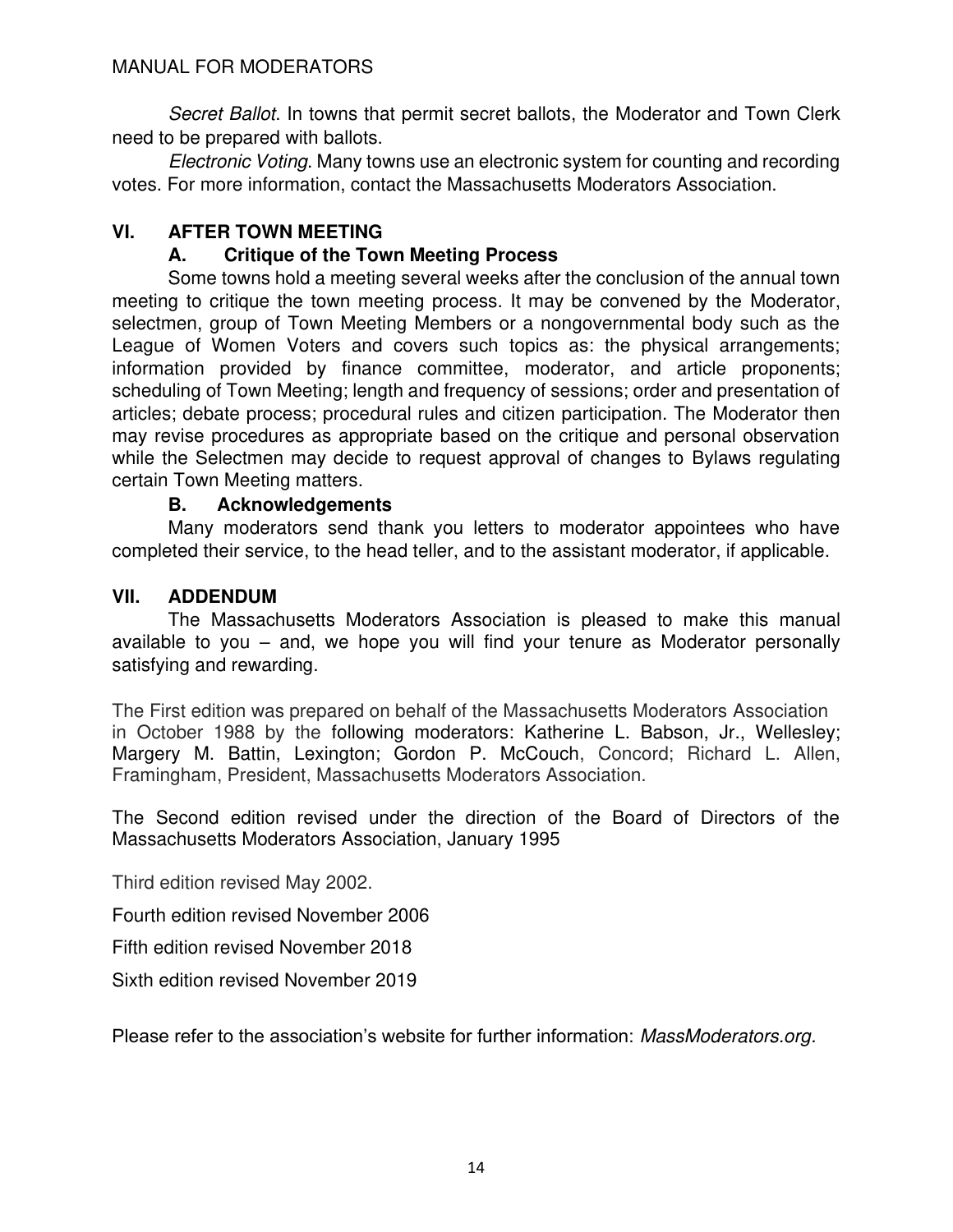*Secret Ballot*. In towns that permit secret ballots, the Moderator and Town Clerk need to be prepared with ballots.

*Electronic Voting*. Many towns use an electronic system for counting and recording votes. For more information, contact the Massachusetts Moderators Association.

## VI. AFTER TOWN MEETING

### A. Critique of the Town Meeting Process

Some towns hold a meeting several weeks after the conclusion of the annual town meeting to critique the town meeting process. It may be convened by the Moderator, selectmen, group of Town Meeting Members or a nongovernmental body such as the League of Women Voters and covers such topics as: the physical arrangements; information provided by finance committee, moderator, and article proponents; scheduling of Town Meeting; length and frequency of sessions; order and presentation of articles; debate process; procedural rules and citizen participation. The Moderator then may revise procedures as appropriate based on the critique and personal observation while the Selectmen may decide to request approval of changes to Bylaws regulating certain Town Meeting matters.

### B. Acknowledgements

Many moderators send thank you letters to moderator appointees who have completed their service, to the head teller, and to the assistant moderator, if applicable.

## VII. ADDENDUM

The Massachusetts Moderators Association is pleased to make this manual available to you – and, we hope you will find your tenure as Moderator personally satisfying and rewarding.

The First edition was prepared on behalf of the Massachusetts Moderators Association in October 1988 by the following moderators: Katherine L. Babson, Jr., Wellesley; Margery M. Battin, Lexington; Gordon P. McCouch, Concord; Richard L. Allen, Framingham, President, Massachusetts Moderators Association.

The Second edition revised under the direction of the Board of Directors of the Massachusetts Moderators Association, January 1995

Third edition revised May 2002.

Fourth edition revised November 2006

Fifth edition revised November 2018

Sixth edition revised November 2019

Please refer to the association's website for further information: *MassModerators.org.*